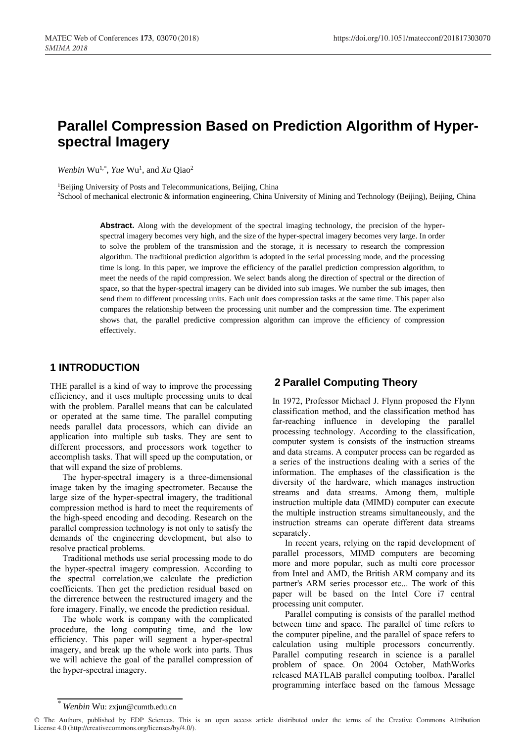# Parallel Compression Based on Prediction Algorithm of Hyper-spectral Imagery

*Wenbin* Wu[1,*], *Yue* Wu[1], and *Xu* Qiao[2]

[1]Beijing University of Posts and Telecommunications, Beijing, China
[2]School of mechanical electronic & information engineering, China University of Mining and Technology (Beijing), Beijing, China

**Abstract.** Along with the development of the spectral imaging technology, the precision of the hyper-spectral imagery becomes very high, and the size of the hyper-spectral imagery becomes very large. In order to solve the problem of the transmission and the storage, it is necessary to research the compression algorithm. The traditional prediction algorithm is adopted in the serial processing mode, and the processing time is long. In this paper, we improve the efficiency of the parallel prediction compression algorithm, to meet the needs of the rapid compression. We select bands along the direction of spectral or the direction of space, so that the hyper-spectral imagery can be divided into sub images. We number the sub images, then send them to different processing units. Each unit does compression tasks at the same time. This paper also compares the relationship between the processing unit number and the compression time. The experiment shows that, the parallel predictive compression algorithm can improve the efficiency of compression effectively.

## 1 INTRODUCTION

THE parallel is a kind of way to improve the processing efficiency, and it uses multiple processing units to deal with the problem. Parallel means that can be calculated or operated at the same time. The parallel computing needs parallel data processors, which can divide an application into multiple sub tasks. They are sent to different processors, and processors work together to accomplish tasks. That will speed up the computation, or that will expand the size of problems.

The hyper-spectral imagery is a three-dimensional image taken by the imaging spectrometer. Because the large size of the hyper-spectral imagery, the traditional compression method is hard to meet the requirements of the high-speed encoding and decoding. Research on the parallel compression technology is not only to satisfy the demands of the engineering development, but also to resolve practical problems.

Traditional methods use serial processing mode to do the hyper-spectral imagery compression. According to the spectral correlation,we calculate the prediction coefficients. Then get the prediction residual based on the dirrerence between the restructured imagery and the fore imagery. Finally, we encode the prediction residual.

The whole work is company with the complicated procedure, the long computing time, and the low efficiency. This paper will segment a hyper-spectral imagery, and break up the whole work into parts. Thus we will achieve the goal of the parallel compression of the hyper-spectral imagery.

## 2 Parallel Computing Theory

In 1972, Professor Michael J. Flynn proposed the Flynn classification method, and the classification method has far-reaching influence in developing the parallel processing technology. According to the classification, computer system is consists of the instruction streams and data streams. A computer process can be regarded as a series of the instructions dealing with a series of the information. The emphases of the classification is the diversity of the hardware, which manages instruction streams and data streams. Among them, multiple instruction multiple data (MIMD) computer can execute the multiple instruction streams simultaneously, and the instruction streams can operate different data streams separately.

In recent years, relying on the rapid development of parallel processors, MIMD computers are becoming more and more popular, such as multi core processor from Intel and AMD, the British ARM company and its partner's ARM series processor etc... The work of this paper will be based on the Intel Core i7 central processing unit computer.

Parallel computing is consists of the parallel method between time and space. The parallel of time refers to the computer pipeline, and the parallel of space refers to calculation using multiple processors concurrently. Parallel computing research in science is a parallel problem of space. On 2004 October, MathWorks released MATLAB parallel computing toolbox. Parallel programming interface based on the famous Message

* *Wenbin* Wu: zxjun@cumtb.edu.cn

© The Authors, published by EDP Sciences. This is an open access article distributed under the terms of the Creative Commons Attribution License 4.0 (http://creativecommons.org/licenses/by/4.0/).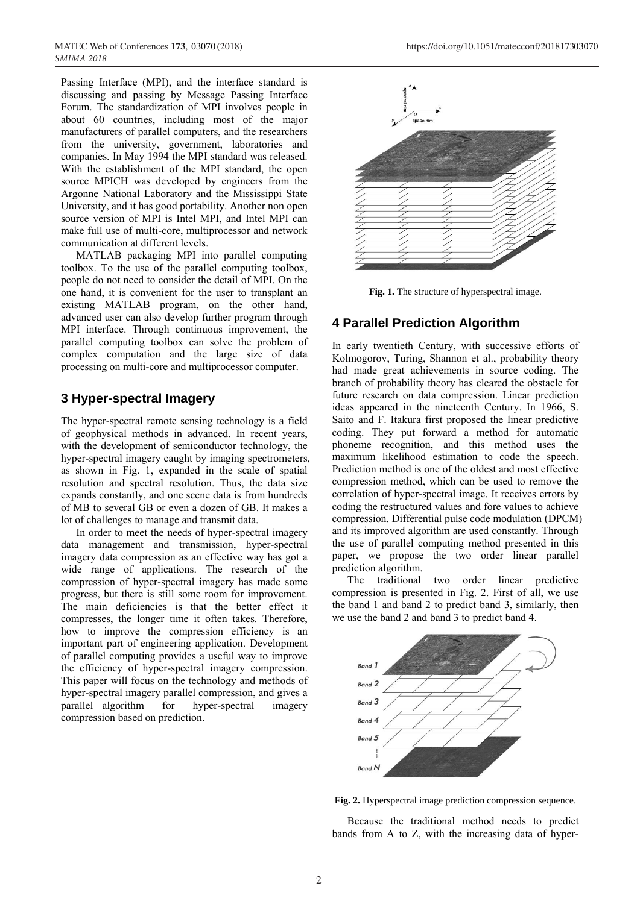Passing Interface (MPI), and the interface standard is discussing and passing by Message Passing Interface Forum. The standardization of MPI involves people in about 60 countries, including most of the major manufacturers of parallel computers, and the researchers from the university, government, laboratories and companies. In May 1994 the MPI standard was released. With the establishment of the MPI standard, the open source MPICH was developed by engineers from the Argonne National Laboratory and the Mississippi State University, and it has good portability. Another non open source version of MPI is Intel MPI, and Intel MPI can make full use of multi-core, multiprocessor and network communication at different levels.

MATLAB packaging MPI into parallel computing toolbox. To the use of the parallel computing toolbox, people do not need to consider the detail of MPI. On the one hand, it is convenient for the user to transplant an existing MATLAB program, on the other hand, advanced user can also develop further program through MPI interface. Through continuous improvement, the parallel computing toolbox can solve the problem of complex computation and the large size of data processing on multi-core and multiprocessor computer.

## 3 Hyper-spectral Imagery

The hyper-spectral remote sensing technology is a field of geophysical methods in advanced. In recent years, with the development of semiconductor technology, the hyper-spectral imagery caught by imaging spectrometers, as shown in Fig. 1, expanded in the scale of spatial resolution and spectral resolution. Thus, the data size expands constantly, and one scene data is from hundreds of MB to several GB or even a dozen of GB. It makes a lot of challenges to manage and transmit data.

In order to meet the needs of hyper-spectral imagery data management and transmission, hyper-spectral imagery data compression as an effective way has got a wide range of applications. The research of the compression of hyper-spectral imagery has made some progress, but there is still some room for improvement. The main deficiencies is that the better effect it compresses, the longer time it often takes. Therefore, how to improve the compression efficiency is an important part of engineering application. Development of parallel computing provides a useful way to improve the efficiency of hyper-spectral imagery compression. This paper will focus on the technology and methods of hyper-spectral imagery parallel compression, and gives a parallel algorithm for hyper-spectral imagery compression based on prediction.

**Fig. 1.** The structure of hyperspectral image.

## 4 Parallel Prediction Algorithm

In early twentieth Century, with successive efforts of Kolmogorov, Turing, Shannon et al., probability theory had made great achievements in source coding. The branch of probability theory has cleared the obstacle for future research on data compression. Linear prediction ideas appeared in the nineteenth Century. In 1966, S. Saito and F. Itakura first proposed the linear predictive coding. They put forward a method for automatic phoneme recognition, and this method uses the maximum likelihood estimation to code the speech. Prediction method is one of the oldest and most effective compression method, which can be used to remove the correlation of hyper-spectral image. It receives errors by coding the restructured values and fore values to achieve compression. Differential pulse code modulation (DPCM) and its improved algorithm are used constantly. Through the use of parallel computing method presented in this paper, we propose the two order linear parallel prediction algorithm.

The traditional two order linear predictive compression is presented in Fig. 2. First of all, we use the band 1 and band 2 to predict band 3, similarly, then we use the band 2 and band 3 to predict band 4.

**Fig. 2.** Hyperspectral image prediction compression sequence.

Because the traditional method needs to predict bands from A to Z, with the increasing data of hyper-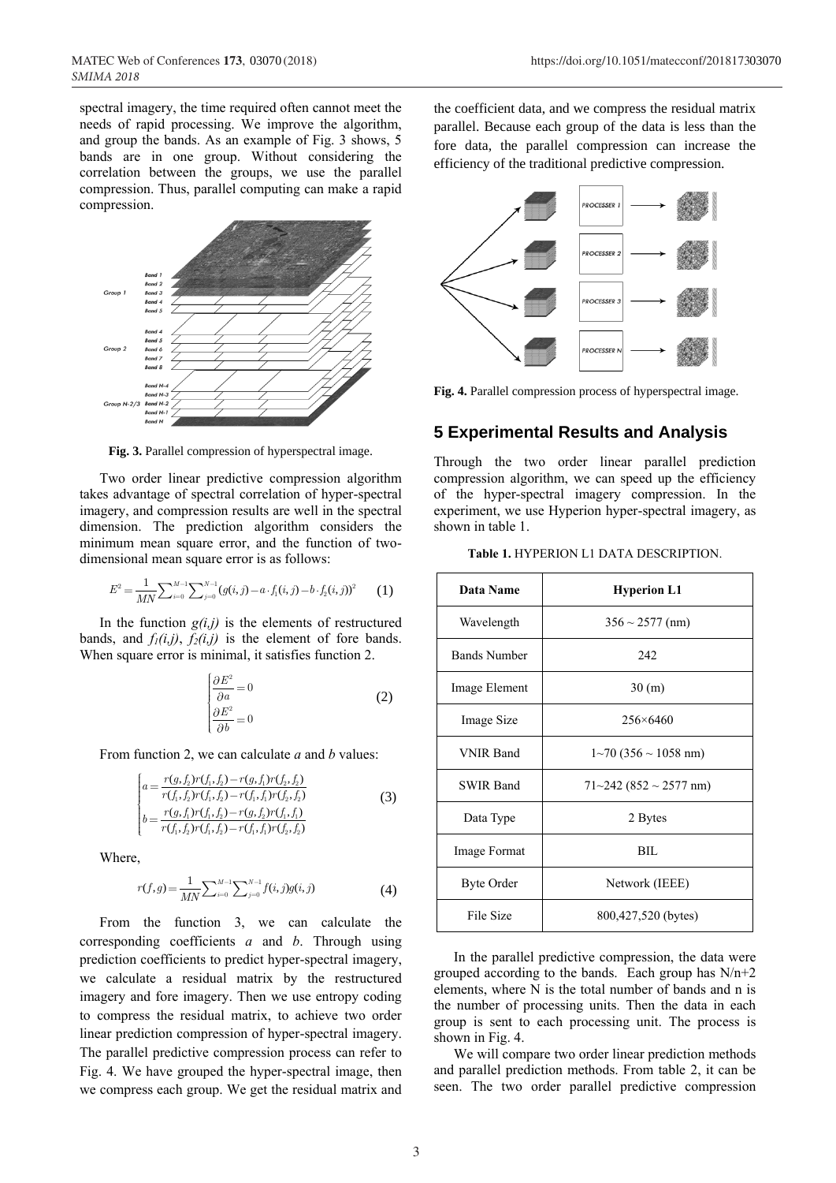spectral imagery, the time required often cannot meet the needs of rapid processing. We improve the algorithm, and group the bands. As an example of Fig. 3 shows, 5 bands are in one group. Without considering the correlation between the groups, we use the parallel compression. Thus, parallel computing can make a rapid compression.

**Fig. 3.** Parallel compression of hyperspectral image.

Two order linear predictive compression algorithm takes advantage of spectral correlation of hyper-spectral imagery, and compression results are well in the spectral dimension. The prediction algorithm considers the minimum mean square error, and the function of two-dimensional mean square error is as follows:

$$E^2 = \frac{1}{MN}\sum_{i=0}^{M-1}\sum_{j=0}^{N-1}(g(i,j) - a\cdot f_1(i,j) - b\cdot f_2(i,j))^2 \quad (1)$$

In the function $g(i,j)$ is the elements of restructured bands, and $f_1(i,j)$, $f_2(i,j)$ is the element of fore bands. When square error is minimal, it satisfies function 2.

$$\begin{cases} \frac{\partial E^2}{\partial a} = 0 \\ \frac{\partial E^2}{\partial b} = 0 \end{cases} \quad (2)$$

From function 2, we can calculate *a* and *b* values:

$$\begin{cases} a = \frac{r(g,f_2)r(f_1,f_2) - r(g,f_1)r(f_2,f_2)}{r(f_1,f_2)r(f_1,f_2) - r(f_1,f_1)r(f_2,f_2)} \\ b = \frac{r(g,f_1)r(f_1,f_2) - r(g,f_2)r(f_1,f_1)}{r(f_1,f_2)r(f_1,f_2) - r(f_1,f_1)r(f_2,f_2)} \end{cases} \quad (3)$$

Where,

$$r(f,g) = \frac{1}{MN}\sum_{i=0}^{M-1}\sum_{j=0}^{N-1}f(i,j)g(i,j) \quad (4)$$

From the function 3, we can calculate the corresponding coefficients *a* and *b*. Through using prediction coefficients to predict hyper-spectral imagery, we calculate a residual matrix by the restructured imagery and fore imagery. Then we use entropy coding to compress the residual matrix, to achieve two order linear prediction compression of hyper-spectral imagery. The parallel predictive compression process can refer to Fig. 4. We have grouped the hyper-spectral image, then we compress each group. We get the residual matrix and the coefficient data, and we compress the residual matrix parallel. Because each group of the data is less than the fore data, the parallel compression can increase the efficiency of the traditional predictive compression.

**Fig. 4.** Parallel compression process of hyperspectral image.

## 5 Experimental Results and Analysis

Through the two order linear parallel prediction compression algorithm, we can speed up the efficiency of the hyper-spectral imagery compression. In the experiment, we use Hyperion hyper-spectral imagery, as shown in table 1.

**Table 1.** HYPERION L1 DATA DESCRIPTION.

| Data Name | Hyperion L1 |
|---|---|
| Wavelength | 356 ~ 2577 (nm) |
| Bands Number | 242 |
| Image Element | 30 (m) |
| Image Size | 256×6460 |
| VNIR Band | 1~70 (356 ~ 1058 nm) |
| SWIR Band | 71~242 (852 ~ 2577 nm) |
| Data Type | 2 Bytes |
| Image Format | BIL |
| Byte Order | Network (IEEE) |
| File Size | 800,427,520 (bytes) |

In the parallel predictive compression, the data were grouped according to the bands. Each group has $N/n+2$ elements, where N is the total number of bands and n is the number of processing units. Then the data in each group is sent to each processing unit. The process is shown in Fig. 4.

We will compare two order linear prediction methods and parallel prediction methods. From table 2, it can be seen. The two order parallel predictive compression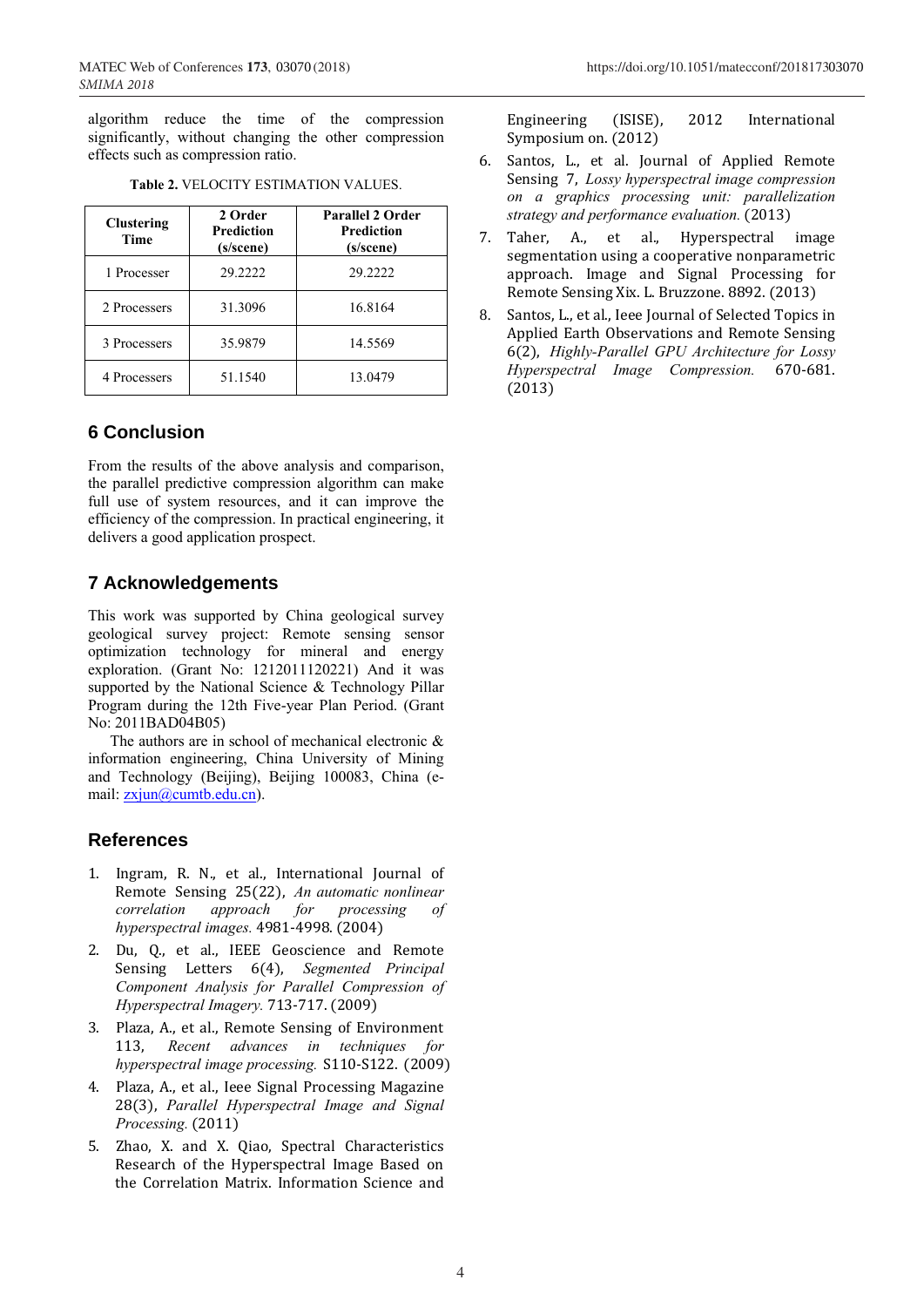algorithm reduce the time of the compression significantly, without changing the other compression effects such as compression ratio.

Table 2. VELOCITY ESTIMATION VALUES.

| Clustering Time | 2 Order Prediction (s/scene) | Parallel 2 Order Prediction (s/scene) |
|---|---|---|
| 1 Processer | 29.2222 | 29.2222 |
| 2 Processers | 31.3096 | 16.8164 |
| 3 Processers | 35.9879 | 14.5569 |
| 4 Processers | 51.1540 | 13.0479 |

## 6 Conclusion

From the results of the above analysis and comparison, the parallel predictive compression algorithm can make full use of system resources, and it can improve the efficiency of the compression. In practical engineering, it delivers a good application prospect.

## 7 Acknowledgements

This work was supported by China geological survey geological survey project: Remote sensing sensor optimization technology for mineral and energy exploration. (Grant No: 1212011120221) And it was supported by the National Science & Technology Pillar Program during the 12th Five-year Plan Period. (Grant No: 2011BAD04B05)

The authors are in school of mechanical electronic & information engineering, China University of Mining and Technology (Beijing), Beijing 100083, China (e-mail: zxjun@cumtb.edu.cn).

## References

1. Ingram, R. N., et al., International Journal of Remote Sensing 25(22), *An automatic nonlinear correlation approach for processing of hyperspectral images.* 4981-4998. (2004)
2. Du, Q., et al., IEEE Geoscience and Remote Sensing Letters 6(4), *Segmented Principal Component Analysis for Parallel Compression of Hyperspectral Imagery.* 713-717. (2009)
3. Plaza, A., et al., Remote Sensing of Environment 113, *Recent advances in techniques for hyperspectral image processing.* S110-S122. (2009)
4. Plaza, A., et al., Ieee Signal Processing Magazine 28(3), *Parallel Hyperspectral Image and Signal Processing.* (2011)
5. Zhao, X. and X. Qiao, Spectral Characteristics Research of the Hyperspectral Image Based on the Correlation Matrix. Information Science and Engineering (ISISE), 2012 International Symposium on. (2012)
6. Santos, L., et al. Journal of Applied Remote Sensing 7, *Lossy hyperspectral image compression on a graphics processing unit: parallelization strategy and performance evaluation.* (2013)
7. Taher, A., et al., Hyperspectral image segmentation using a cooperative nonparametric approach. Image and Signal Processing for Remote Sensing Xix. L. Bruzzone. 8892. (2013)
8. Santos, L., et al., Ieee Journal of Selected Topics in Applied Earth Observations and Remote Sensing 6(2), *Highly-Parallel GPU Architecture for Lossy Hyperspectral Image Compression.* 670-681. (2013)